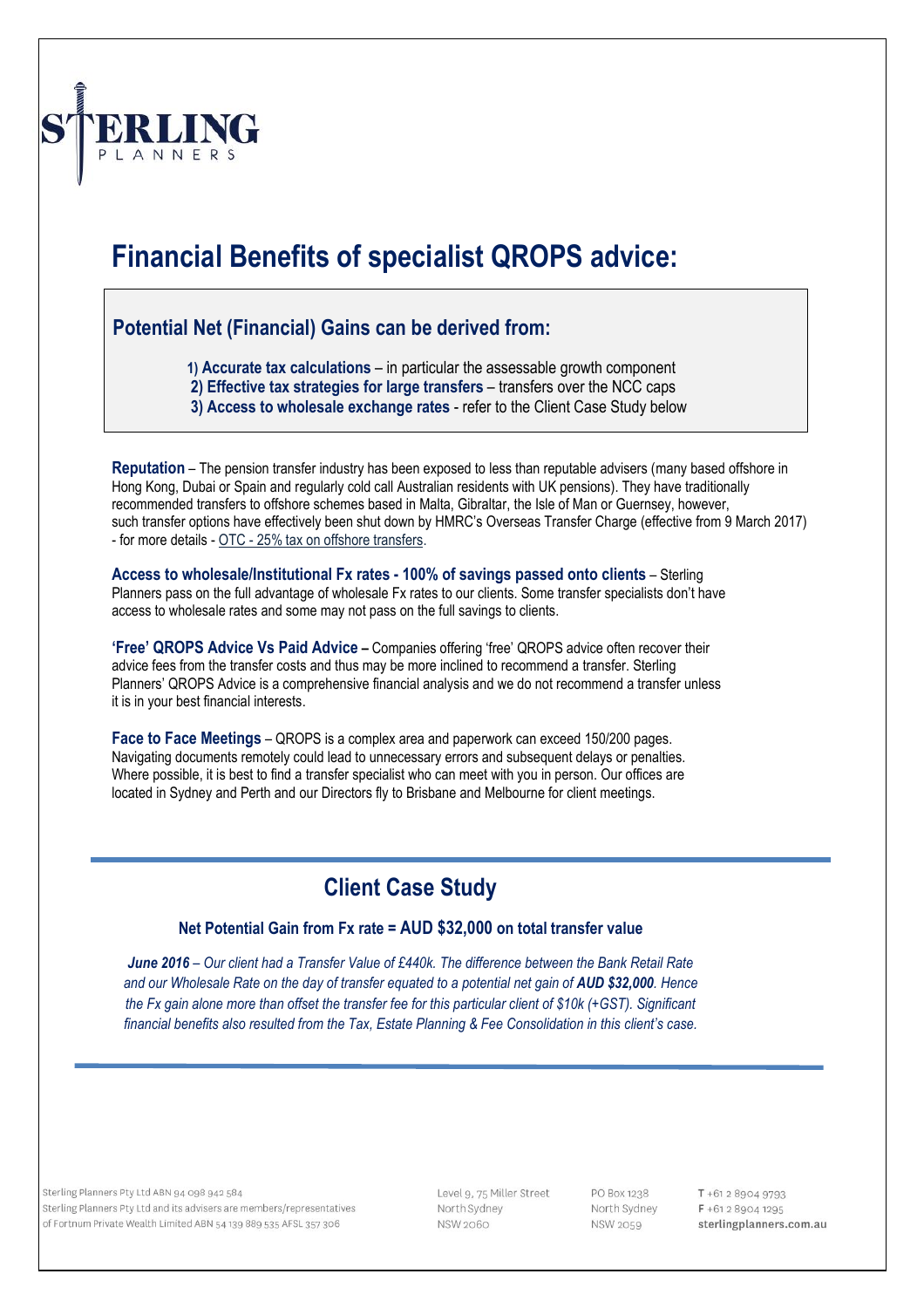STERLING PLANNERS

# Financial Benefits of specialist QROPS advice:

## Potential Net (Financial) Gains can be derived from:

1) **Accurate tax calculations** – in particular the assessable growth component
2) **Effective tax strategies for large transfers** – transfers over the NCC caps
3) **Access to wholesale exchange rates** - refer to the Client Case Study below

**Reputation** – The pension transfer industry has been exposed to less than reputable advisers (many based offshore in Hong Kong, Dubai or Spain and regularly cold call Australian residents with UK pensions). They have traditionally recommended transfers to offshore schemes based in Malta, Gibraltar, the Isle of Man or Guernsey, however, such transfer options have effectively been shut down by HMRC's Overseas Transfer Charge (effective from 9 March 2017) - for more details - OTC - 25% tax on offshore transfers.

**Access to wholesale/Institutional Fx rates - 100% of savings passed onto clients** – Sterling Planners pass on the full advantage of wholesale Fx rates to our clients. Some transfer specialists don't have access to wholesale rates and some may not pass on the full savings to clients.

**'Free' QROPS Advice Vs Paid Advice –** Companies offering 'free' QROPS advice often recover their advice fees from the transfer costs and thus may be more inclined to recommend a transfer. Sterling Planners' QROPS Advice is a comprehensive financial analysis and we do not recommend a transfer unless it is in your best financial interests.

**Face to Face Meetings** – QROPS is a complex area and paperwork can exceed 150/200 pages. Navigating documents remotely could lead to unnecessary errors and subsequent delays or penalties. Where possible, it is best to find a transfer specialist who can meet with you in person. Our offices are located in Sydney and Perth and our Directors fly to Brisbane and Melbourne for client meetings.

## Client Case Study

### Net Potential Gain from Fx rate = AUD $32,000 on total transfer value

***June 2016*** *– Our client had a Transfer Value of £440k. The difference between the Bank Retail Rate and our Wholesale Rate on the day of transfer equated to a potential net gain of* ***AUD $32,000****. Hence the Fx gain alone more than offset the transfer fee for this particular client of $10k (+GST). Significant financial benefits also resulted from the Tax, Estate Planning & Fee Consolidation in this client's case.*

Sterling Planners Pty Ltd ABN 94 098 942 584
Sterling Planners Pty Ltd and its advisers are members/representatives of Fortnum Private Wealth Limited ABN 54 139 889 535 AFSL 357 306

Level 9, 75 Miller Street
North Sydney
NSW 2060

PO Box 1238
North Sydney
NSW 2059

T +61 2 8904 9793
F +61 2 8904 1295
sterlingplanners.com.au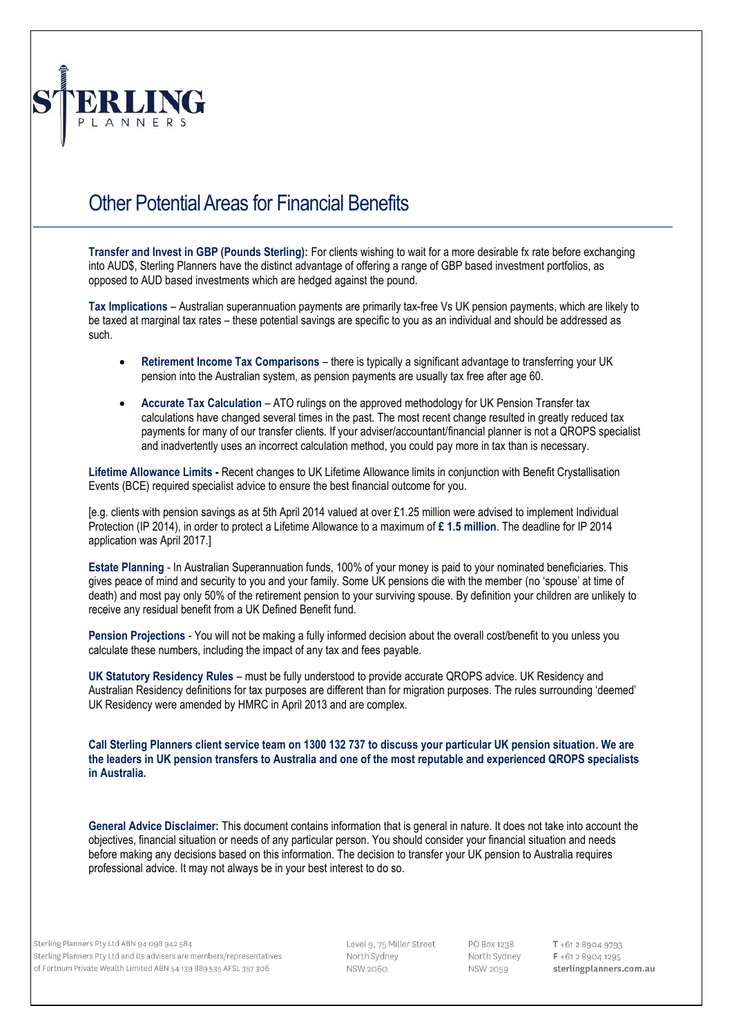STERLING PLANNERS

# Other Potential Areas for Financial Benefits

**Transfer and Invest in GBP (Pounds Sterling):** For clients wishing to wait for a more desirable fx rate before exchanging into AUD$, Sterling Planners have the distinct advantage of offering a range of GBP based investment portfolios, as opposed to AUD based investments which are hedged against the pound.

**Tax Implications** – Australian superannuation payments are primarily tax-free Vs UK pension payments, which are likely to be taxed at marginal tax rates – these potential savings are specific to you as an individual and should be addressed as such.

- **Retirement Income Tax Comparisons** – there is typically a significant advantage to transferring your UK pension into the Australian system, as pension payments are usually tax free after age 60.
- **Accurate Tax Calculation** – ATO rulings on the approved methodology for UK Pension Transfer tax calculations have changed several times in the past. The most recent change resulted in greatly reduced tax payments for many of our transfer clients. If your adviser/accountant/financial planner is not a QROPS specialist and inadvertently uses an incorrect calculation method, you could pay more in tax than is necessary.

**Lifetime Allowance Limits -** Recent changes to UK Lifetime Allowance limits in conjunction with Benefit Crystallisation Events (BCE) required specialist advice to ensure the best financial outcome for you.

[e.g. clients with pension savings as at 5th April 2014 valued at over £1.25 million were advised to implement Individual Protection (IP 2014), in order to protect a Lifetime Allowance to a maximum of **£ 1.5 million**. The deadline for IP 2014 application was April 2017.]

**Estate Planning** - In Australian Superannuation funds, 100% of your money is paid to your nominated beneficiaries. This gives peace of mind and security to you and your family. Some UK pensions die with the member (no 'spouse' at time of death) and most pay only 50% of the retirement pension to your surviving spouse. By definition your children are unlikely to receive any residual benefit from a UK Defined Benefit fund.

**Pension Projections** - You will not be making a fully informed decision about the overall cost/benefit to you unless you calculate these numbers, including the impact of any tax and fees payable.

**UK Statutory Residency Rules** – must be fully understood to provide accurate QROPS advice. UK Residency and Australian Residency definitions for tax purposes are different than for migration purposes. The rules surrounding 'deemed' UK Residency were amended by HMRC in April 2013 and are complex.

**Call Sterling Planners client service team on 1300 132 737 to discuss your particular UK pension situation. We are the leaders in UK pension transfers to Australia and one of the most reputable and experienced QROPS specialists in Australia.**

**General Advice Disclaimer:** This document contains information that is general in nature. It does not take into account the objectives, financial situation or needs of any particular person. You should consider your financial situation and needs before making any decisions based on this information. The decision to transfer your UK pension to Australia requires professional advice. It may not always be in your best interest to do so.

Sterling Planners Pty Ltd ABN 94 098 942 584
Sterling Planners Pty Ltd and its advisers are members/representatives of Fortnum Private Wealth Limited ABN 54 139 889 535 AFSL 357 306

Level 9, 75 Miller Street
North Sydney
NSW 2060

PO Box 1238
North Sydney
NSW 2059

T +61 2 8904 9793
F +61 2 8904 1295
sterlingplanners.com.au